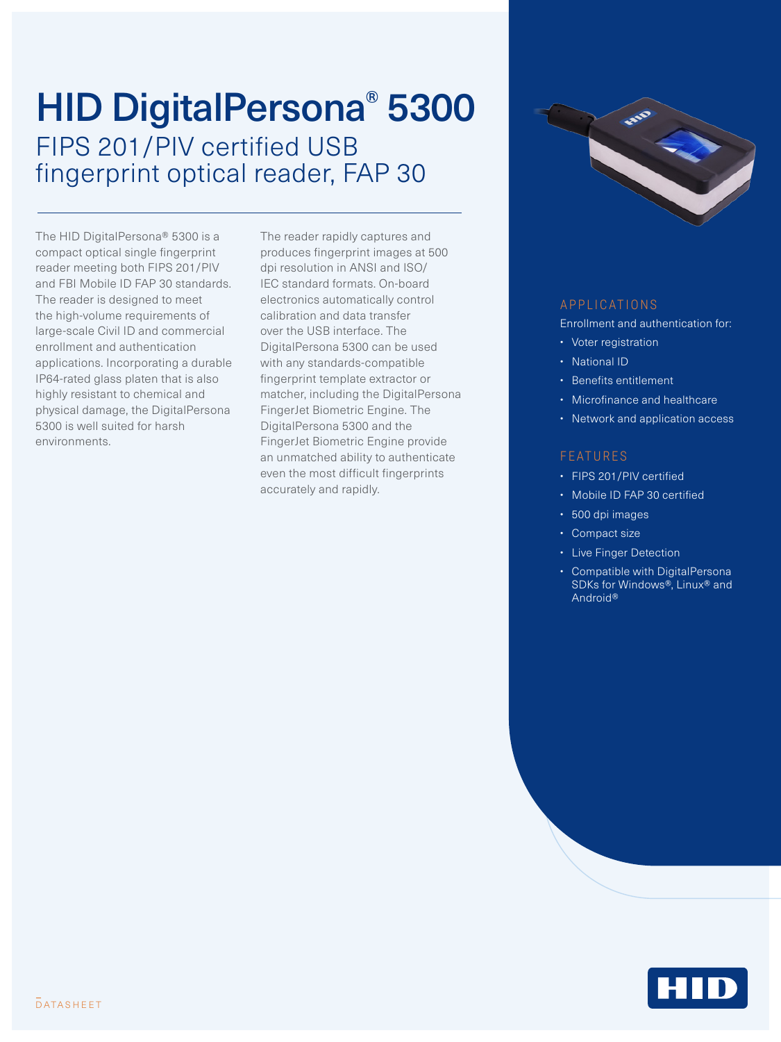# HID DigitalPersona® 5300

## FIPS 201/PIV certified USB fingerprint optical reader, FAP 30

The HID DigitalPersona® 5300 is a compact optical single fingerprint reader meeting both FIPS 201/PIV and FBI Mobile ID FAP 30 standards. The reader is designed to meet the high-volume requirements of large-scale Civil ID and commercial enrollment and authentication applications. Incorporating a durable IP64-rated glass platen that is also highly resistant to chemical and physical damage, the DigitalPersona 5300 is well suited for harsh environments.

The reader rapidly captures and produces fingerprint images at 500 dpi resolution in ANSI and ISO/IEC standard formats. On-board electronics automatically control calibration and data transfer over the USB interface. The DigitalPersona 5300 can be used with any standards-compatible fingerprint template extractor or matcher, including the DigitalPersona FingerJet Biometric Engine. The DigitalPersona 5300 and the FingerJet Biometric Engine provide an unmatched ability to authenticate even the most difficult fingerprints accurately and rapidly.

### APPLICATIONS

Enrollment and authentication for:

- Voter registration
- National ID
- Benefits entitlement
- Microfinance and healthcare
- Network and application access

### FEATURES

- FIPS 201/PIV certified
- Mobile ID FAP 30 certified
- 500 dpi images
- Compact size
- Live Finger Detection
- Compatible with DigitalPersona SDKs for Windows®, Linux® and Android®

DATASHEET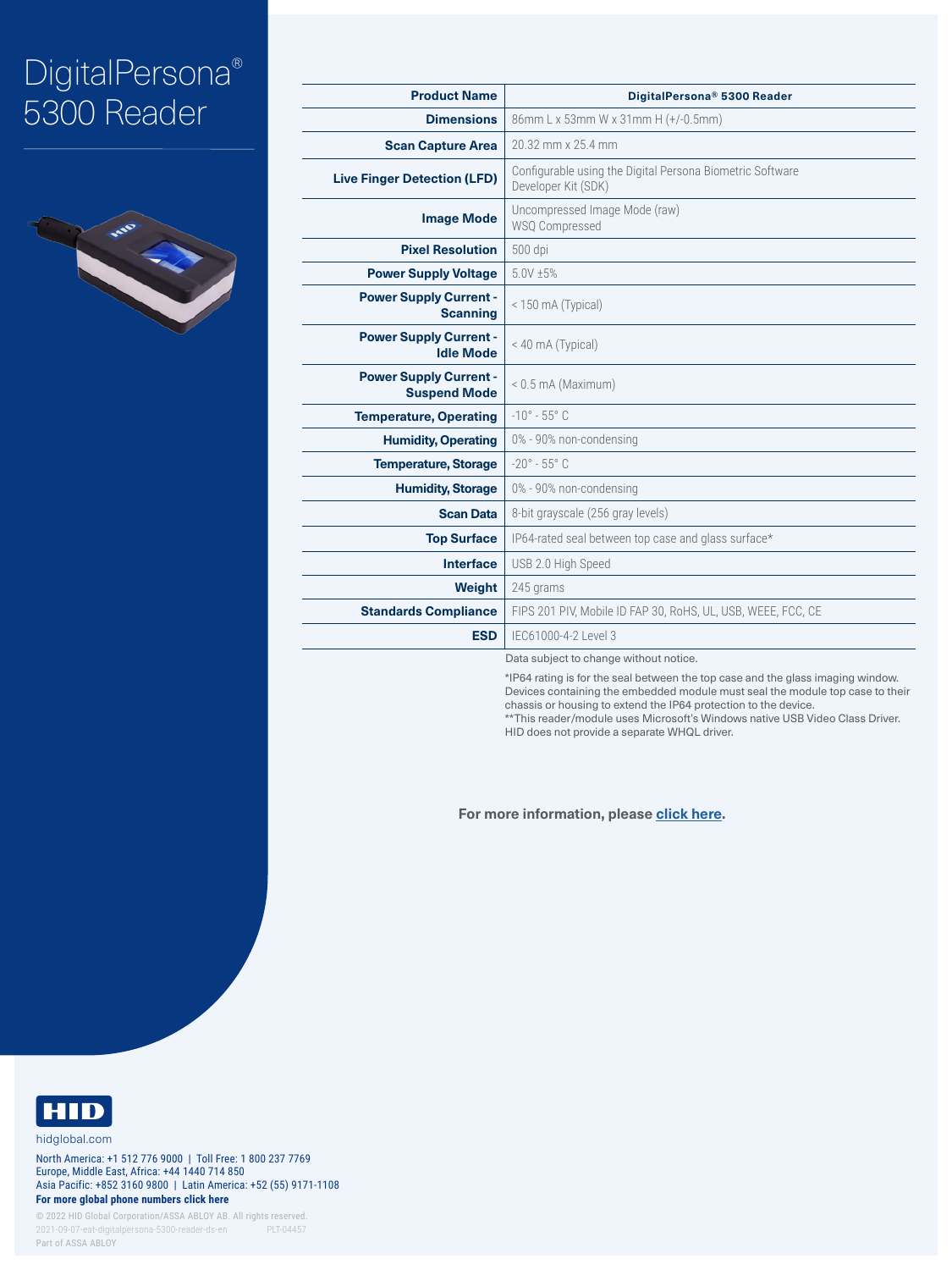# DigitalPersona® 5300 Reader

| Product Name | DigitalPersona® 5300 Reader |
|---|---|
| Dimensions | 86mm L x 53mm W x 31mm H (+/-0.5mm) |
| Scan Capture Area | 20.32 mm x 25.4 mm |
| Live Finger Detection (LFD) | Configurable using the Digital Persona Biometric Software Developer Kit (SDK) |
| Image Mode | Uncompressed Image Mode (raw)<br>WSQ Compressed |
| Pixel Resolution | 500 dpi |
| Power Supply Voltage | 5.0V ±5% |
| Power Supply Current - Scanning | < 150 mA (Typical) |
| Power Supply Current - Idle Mode | < 40 mA (Typical) |
| Power Supply Current - Suspend Mode | < 0.5 mA (Maximum) |
| Temperature, Operating | -10° - 55° C |
| Humidity, Operating | 0% - 90% non-condensing |
| Temperature, Storage | -20° - 55° C |
| Humidity, Storage | 0% - 90% non-condensing |
| Scan Data | 8-bit grayscale (256 gray levels) |
| Top Surface | IP64-rated seal between top case and glass surface* |
| Interface | USB 2.0 High Speed |
| Weight | 245 grams |
| Standards Compliance | FIPS 201 PIV, Mobile ID FAP 30, RoHS, UL, USB, WEEE, FCC, CE |
| ESD | IEC61000-4-2 Level 3 |

Data subject to change without notice.

*IP64 rating is for the seal between the top case and the glass imaging window. Devices containing the embedded module must seal the module top case to their chassis or housing to extend the IP64 protection to the device.
**This reader/module uses Microsoft's Windows native USB Video Class Driver. HID does not provide a separate WHQL driver.

**For more information, please click here.**

HID

hidglobal.com

North America: +1 512 776 9000 | Toll Free: 1 800 237 7769
Europe, Middle East, Africa: +44 1440 714 850
Asia Pacific: +852 3160 9800 | Latin America: +52 (55) 9171-1108
**For more global phone numbers click here**

© 2022 HID Global Corporation/ASSA ABLOY AB. All rights reserved.
2021-09-07-eat-digitalpersona-5300-reader-ds-en PLT-04457
Part of ASSA ABLOY